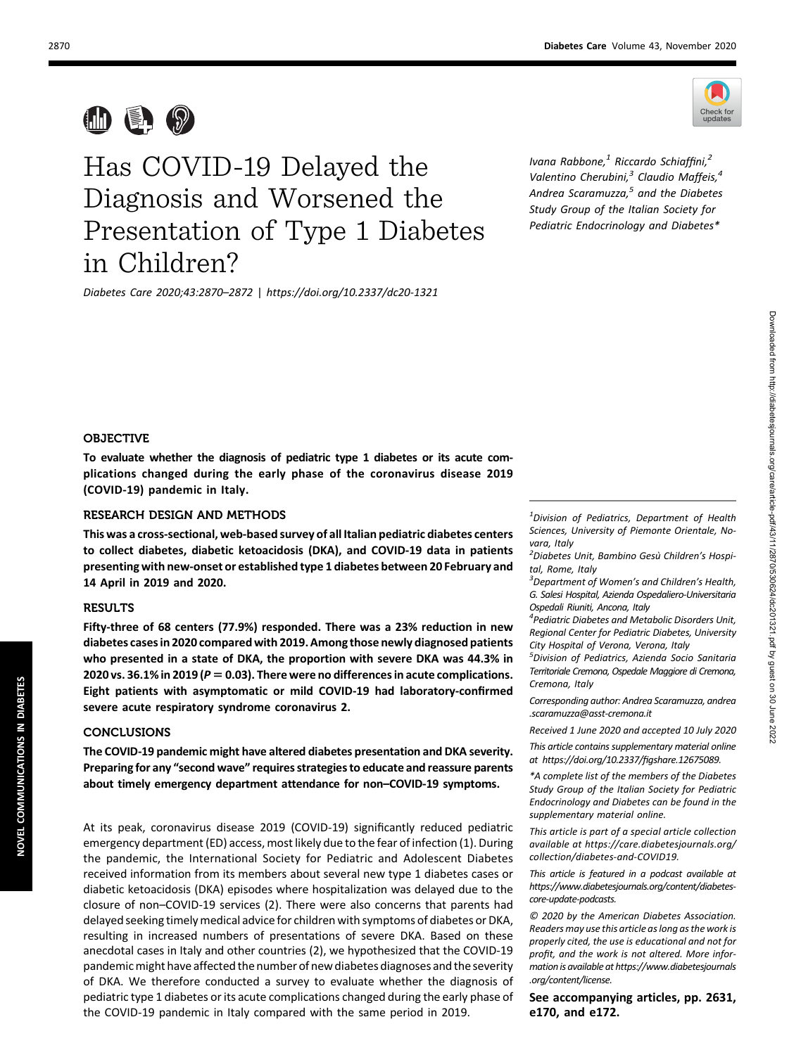# Has COVID-19 Delayed the Diagnosis and Worsened the Presentation of Type 1 Diabetes in Children?

*Diabetes Care 2020;43:2870–2872 | https://doi.org/10.2337/dc20-1321*

*Ivana Rabbone,[1] Riccardo Schiaffini,[2] Valentino Cherubini,[3] Claudio Maffeis,[4] Andrea Scaramuzza,[5] and the Diabetes Study Group of the Italian Society for Pediatric Endocrinology and Diabetes**

## OBJECTIVE

**To evaluate whether the diagnosis of pediatric type 1 diabetes or its acute complications changed during the early phase of the coronavirus disease 2019 (COVID-19) pandemic in Italy.**

## RESEARCH DESIGN AND METHODS

**This was a cross-sectional, web-based survey of all Italian pediatric diabetes centers to collect diabetes, diabetic ketoacidosis (DKA), and COVID-19 data in patients presenting with new-onset or established type 1 diabetes between 20 February and 14 April in 2019 and 2020.**

## RESULTS

**Fifty-three of 68 centers (77.9%) responded. There was a 23% reduction in new diabetes cases in 2020 compared with 2019. Among those newly diagnosed patients who presented in a state of DKA, the proportion with severe DKA was 44.3% in 2020 vs. 36.1% in 2019 ($P = 0.03$). There were no differences in acute complications. Eight patients with asymptomatic or mild COVID-19 had laboratory-confirmed severe acute respiratory syndrome coronavirus 2.**

## CONCLUSIONS

**The COVID-19 pandemic might have altered diabetes presentation and DKA severity. Preparing for any "second wave" requires strategies to educate and reassure parents about timely emergency department attendance for non–COVID-19 symptoms.**

At its peak, coronavirus disease 2019 (COVID-19) significantly reduced pediatric emergency department (ED) access, most likely due to the fear of infection (1). During the pandemic, the International Society for Pediatric and Adolescent Diabetes received information from its members about several new type 1 diabetes cases or diabetic ketoacidosis (DKA) episodes where hospitalization was delayed due to the closure of non–COVID-19 services (2). There were also concerns that parents had delayed seeking timely medical advice for children with symptoms of diabetes or DKA, resulting in increased numbers of presentations of severe DKA. Based on these anecdotal cases in Italy and other countries (2), we hypothesized that the COVID-19 pandemic might have affected the number of new diabetes diagnoses and the severity of DKA. We therefore conducted a survey to evaluate whether the diagnosis of pediatric type 1 diabetes or its acute complications changed during the early phase of the COVID-19 pandemic in Italy compared with the same period in 2019.

---

[1]*Division of Pediatrics, Department of Health Sciences, University of Piemonte Orientale, Novara, Italy*

[2]*Diabetes Unit, Bambino Gesù Children's Hospital, Rome, Italy*

[3]*Department of Women's and Children's Health, G. Salesi Hospital, Azienda Ospedaliero-Universitaria Ospedali Riuniti, Ancona, Italy*

[4]*Pediatric Diabetes and Metabolic Disorders Unit, Regional Center for Pediatric Diabetes, University City Hospital of Verona, Verona, Italy*

[5]*Division of Pediatrics, Azienda Socio Sanitaria Territoriale Cremona, Ospedale Maggiore di Cremona, Cremona, Italy*

*Corresponding author: Andrea Scaramuzza, andrea.scaramuzza@asst-cremona.it*

*Received 1 June 2020 and accepted 10 July 2020*

*This article contains supplementary material online at https://doi.org/10.2337/figshare.12675089.*

**A complete list of the members of the Diabetes Study Group of the Italian Society for Pediatric Endocrinology and Diabetes can be found in the supplementary material online.*

*This article is part of a special article collection available at https://care.diabetesjournals.org/collection/diabetes-and-COVID19.*

*This article is featured in a podcast available at https://www.diabetesjournals.org/content/diabetes-core-update-podcasts.*

*© 2020 by the American Diabetes Association. Readers may use this article as long as the work is properly cited, the use is educational and not for profit, and the work is not altered. More information is available at https://www.diabetesjournals.org/content/license.*

**See accompanying articles, pp. 2631, e170, and e172.**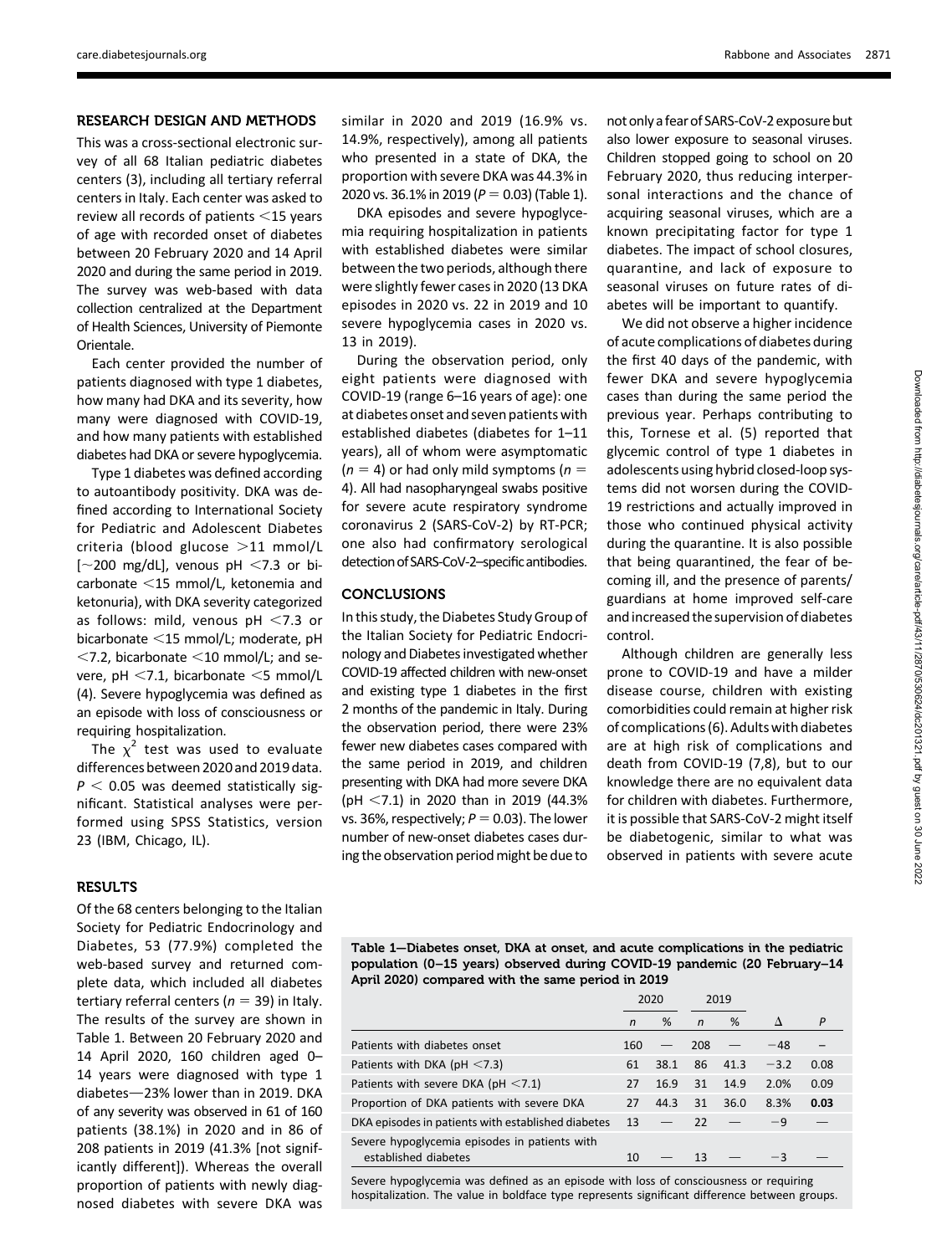## RESEARCH DESIGN AND METHODS

This was a cross-sectional electronic survey of all 68 Italian pediatric diabetes centers (3), including all tertiary referral centers in Italy. Each center was asked to review all records of patients <15 years of age with recorded onset of diabetes between 20 February 2020 and 14 April 2020 and during the same period in 2019. The survey was web-based with data collection centralized at the Department of Health Sciences, University of Piemonte Orientale.

Each center provided the number of patients diagnosed with type 1 diabetes, how many had DKA and its severity, how many were diagnosed with COVID-19, and how many patients with established diabetes had DKA or severe hypoglycemia.

Type 1 diabetes was defined according to autoantibody positivity. DKA was defined according to International Society for Pediatric and Adolescent Diabetes criteria (blood glucose >11 mmol/L [~200 mg/dL], venous pH <7.3 or bicarbonate <15 mmol/L, ketonemia and ketonuria), with DKA severity categorized as follows: mild, venous pH <7.3 or bicarbonate <15 mmol/L; moderate, pH <7.2, bicarbonate <10 mmol/L; and severe, pH <7.1, bicarbonate <5 mmol/L (4). Severe hypoglycemia was defined as an episode with loss of consciousness or requiring hospitalization.

The $\chi^2$ test was used to evaluate differences between 2020 and 2019 data. $P < 0.05$ was deemed statistically significant. Statistical analyses were performed using SPSS Statistics, version 23 (IBM, Chicago, IL).

## RESULTS

Of the 68 centers belonging to the Italian Society for Pediatric Endocrinology and Diabetes, 53 (77.9%) completed the web-based survey and returned complete data, which included all diabetes tertiary referral centers ($n$ = 39) in Italy. The results of the survey are shown in Table 1. Between 20 February 2020 and 14 April 2020, 160 children aged 0–14 years were diagnosed with type 1 diabetes—23% lower than in 2019. DKA of any severity was observed in 61 of 160 patients (38.1%) in 2020 and in 86 of 208 patients in 2019 (41.3% [not significantly different]). Whereas the overall proportion of patients with newly diagnosed diabetes with severe DKA was similar in 2020 and 2019 (16.9% vs. 14.9%, respectively), among all patients who presented in a state of DKA, the proportion with severe DKA was 44.3% in 2020 vs. 36.1% in 2019 ($P$ = 0.03) (Table 1).

DKA episodes and severe hypoglycemia requiring hospitalization in patients with established diabetes were similar between the two periods, although there were slightly fewer cases in 2020 (13 DKA episodes in 2020 vs. 22 in 2019 and 10 severe hypoglycemia cases in 2020 vs. 13 in 2019).

During the observation period, only eight patients were diagnosed with COVID-19 (range 6–16 years of age): one at diabetes onset and seven patients with established diabetes (diabetes for 1–11 years), all of whom were asymptomatic ($n$ = 4) or had only mild symptoms ($n$ = 4). All had nasopharyngeal swabs positive for severe acute respiratory syndrome coronavirus 2 (SARS-CoV-2) by RT-PCR; one also had confirmatory serological detection of SARS-CoV-2–specific antibodies.

## CONCLUSIONS

In this study, the Diabetes Study Group of the Italian Society for Pediatric Endocrinology and Diabetes investigated whether COVID-19 affected children with new-onset and existing type 1 diabetes in the first 2 months of the pandemic in Italy. During the observation period, there were 23% fewer new diabetes cases compared with the same period in 2019, and children presenting with DKA had more severe DKA (pH <7.1) in 2020 than in 2019 (44.3% vs. 36%, respectively; $P$ = 0.03). The lower number of new-onset diabetes cases during the observation period might be due to not only a fear of SARS-CoV-2 exposure but also lower exposure to seasonal viruses. Children stopped going to school on 20 February 2020, thus reducing interpersonal interactions and the chance of acquiring seasonal viruses, which are a known precipitating factor for type 1 diabetes. The impact of school closures, quarantine, and lack of exposure to seasonal viruses on future rates of diabetes will be important to quantify.

We did not observe a higher incidence of acute complications of diabetes during the first 40 days of the pandemic, with fewer DKA and severe hypoglycemia cases than during the same period the previous year. Perhaps contributing to this, Tornese et al. (5) reported that glycemic control of type 1 diabetes in adolescents using hybrid closed-loop systems did not worsen during the COVID-19 restrictions and actually improved in those who continued physical activity during the quarantine. It is also possible that being quarantined, the fear of becoming ill, and the presence of parents/guardians at home improved self-care and increased the supervision of diabetes control.

Although children are generally less prone to COVID-19 and have a milder disease course, children with existing comorbidities could remain at higher risk of complications (6). Adults with diabetes are at high risk of complications and death from COVID-19 (7,8), but to our knowledge there are no equivalent data for children with diabetes. Furthermore, it is possible that SARS-CoV-2 might itself be diabetogenic, similar to what was observed in patients with severe acute

**Table 1—Diabetes onset, DKA at onset, and acute complications in the pediatric population (0–15 years) observed during COVID-19 pandemic (20 February–14 April 2020) compared with the same period in 2019**

| | 2020 | | 2019 | | | |
|---|---|---|---|---|---|---|
| | $n$ | % | $n$ | % | Δ | $P$ |
| Patients with diabetes onset | 160 | — | 208 | — | −48 | – |
| Patients with DKA (pH <7.3) | 61 | 38.1 | 86 | 41.3 | −3.2 | 0.08 |
| Patients with severe DKA (pH <7.1) | 27 | 16.9 | 31 | 14.9 | 2.0% | 0.09 |
| Proportion of DKA patients with severe DKA | 27 | 44.3 | 31 | 36.0 | 8.3% | **0.03** |
| DKA episodes in patients with established diabetes | 13 | — | 22 | — | −9 | — |
| Severe hypoglycemia episodes in patients with established diabetes | 10 | — | 13 | — | −3 | — |

Severe hypoglycemia was defined as an episode with loss of consciousness or requiring hospitalization. The value in boldface type represents significant difference between groups.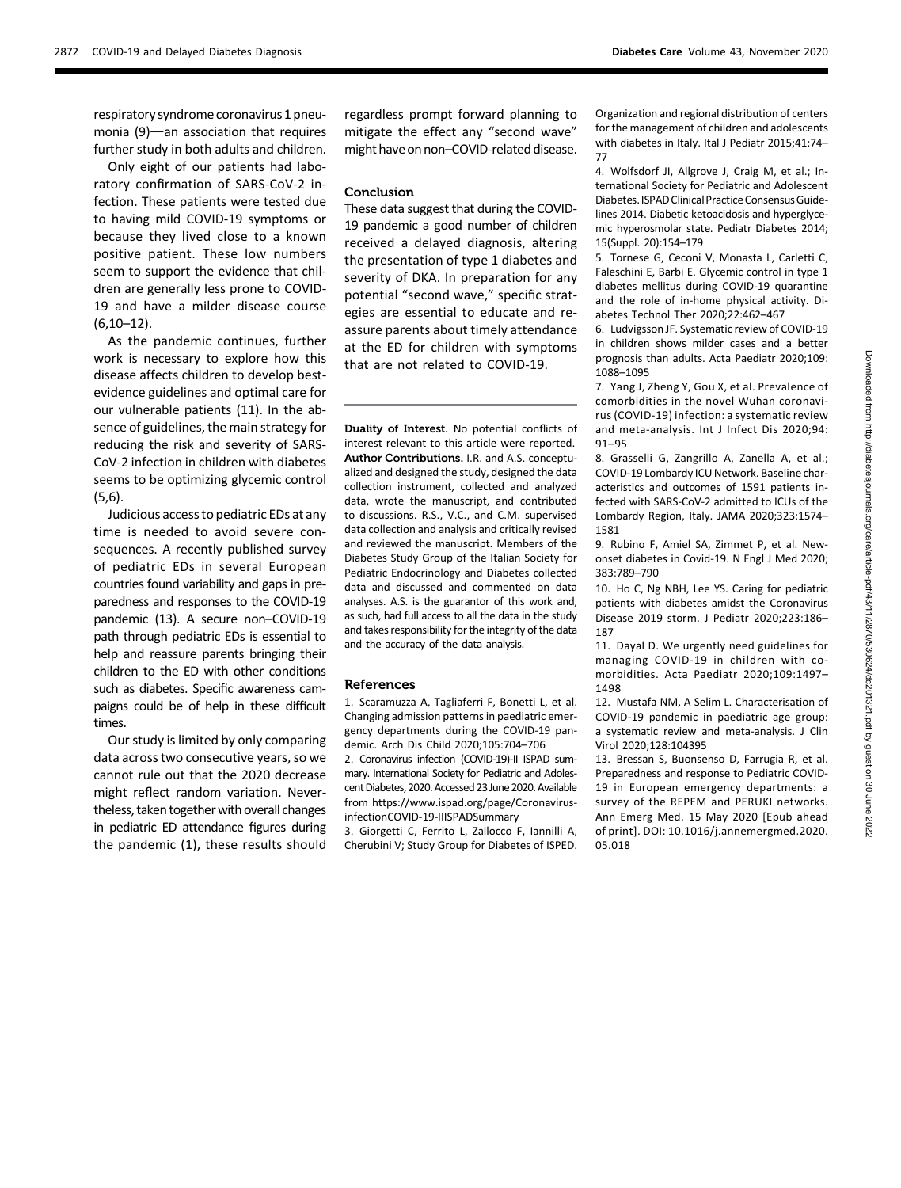respiratory syndrome coronavirus 1 pneumonia (9)—an association that requires further study in both adults and children.

Only eight of our patients had laboratory confirmation of SARS-CoV-2 infection. These patients were tested due to having mild COVID-19 symptoms or because they lived close to a known positive patient. These low numbers seem to support the evidence that children are generally less prone to COVID-19 and have a milder disease course (6,10–12).

As the pandemic continues, further work is necessary to explore how this disease affects children to develop best-evidence guidelines and optimal care for our vulnerable patients (11). In the absence of guidelines, the main strategy for reducing the risk and severity of SARS-CoV-2 infection in children with diabetes seems to be optimizing glycemic control (5,6).

Judicious access to pediatric EDs at any time is needed to avoid severe consequences. A recently published survey of pediatric EDs in several European countries found variability and gaps in preparedness and responses to the COVID-19 pandemic (13). A secure non–COVID-19 path through pediatric EDs is essential to help and reassure parents bringing their children to the ED with other conditions such as diabetes. Specific awareness campaigns could be of help in these difficult times.

Our study is limited by only comparing data across two consecutive years, so we cannot rule out that the 2020 decrease might reflect random variation. Nevertheless, taken together with overall changes in pediatric ED attendance figures during the pandemic (1), these results should regardless prompt forward planning to mitigate the effect any "second wave" might have on non–COVID-related disease.

## Conclusion

These data suggest that during the COVID-19 pandemic a good number of children received a delayed diagnosis, altering the presentation of type 1 diabetes and severity of DKA. In preparation for any potential "second wave," specific strategies are essential to educate and reassure parents about timely attendance at the ED for children with symptoms that are not related to COVID-19.

**Duality of Interest.** No potential conflicts of interest relevant to this article were reported.

**Author Contributions.** I.R. and A.S. conceptualized and designed the study, designed the data collection instrument, collected and analyzed data, wrote the manuscript, and contributed to discussions. R.S., V.C., and C.M. supervised data collection and analysis and critically revised and reviewed the manuscript. Members of the Diabetes Study Group of the Italian Society for Pediatric Endocrinology and Diabetes collected data and discussed and commented on data analyses. A.S. is the guarantor of this work and, as such, had full access to all the data in the study and takes responsibility for the integrity of the data and the accuracy of the data analysis.

## References

1. Scaramuzza A, Tagliaferri F, Bonetti L, et al. Changing admission patterns in paediatric emergency departments during the COVID-19 pandemic. Arch Dis Child 2020;105:704–706
2. Coronavirus infection (COVID-19)-II ISPAD summary. International Society for Pediatric and Adolescent Diabetes, 2020. Accessed 23 June 2020. Available from https://www.ispad.org/page/CoronavirusinfectionCOVID-19-IIISPADSummary
3. Giorgetti C, Ferrito L, Zallocco F, Iannilli A, Cherubini V; Study Group for Diabetes of ISPED. Organization and regional distribution of centers for the management of children and adolescents with diabetes in Italy. Ital J Pediatr 2015;41:74–77
4. Wolfsdorf JI, Allgrove J, Craig M, et al.; International Society for Pediatric and Adolescent Diabetes. ISPAD Clinical Practice Consensus Guidelines 2014. Diabetic ketoacidosis and hyperglycemic hyperosmolar state. Pediatr Diabetes 2014; 15(Suppl. 20):154–179
5. Tornese G, Ceconi V, Monasta L, Carletti C, Faleschini E, Barbi E. Glycemic control in type 1 diabetes mellitus during COVID-19 quarantine and the role of in-home physical activity. Diabetes Technol Ther 2020;22:462–467
6. Ludvigsson JF. Systematic review of COVID-19 in children shows milder cases and a better prognosis than adults. Acta Paediatr 2020;109:1088–1095
7. Yang J, Zheng Y, Gou X, et al. Prevalence of comorbidities in the novel Wuhan coronavirus (COVID-19) infection: a systematic review and meta-analysis. Int J Infect Dis 2020;94:91–95
8. Grasselli G, Zangrillo A, Zanella A, et al.; COVID-19 Lombardy ICU Network. Baseline characteristics and outcomes of 1591 patients infected with SARS-CoV-2 admitted to ICUs of the Lombardy Region, Italy. JAMA 2020;323:1574–1581
9. Rubino F, Amiel SA, Zimmet P, et al. New-onset diabetes in Covid-19. N Engl J Med 2020; 383:789–790
10. Ho C, Ng NBH, Lee YS. Caring for pediatric patients with diabetes amidst the Coronavirus Disease 2019 storm. J Pediatr 2020;223:186–187
11. Dayal D. We urgently need guidelines for managing COVID-19 in children with comorbidities. Acta Paediatr 2020;109:1497–1498
12. Mustafa NM, A Selim L. Characterisation of COVID-19 pandemic in paediatric age group: a systematic review and meta-analysis. J Clin Virol 2020;128:104395
13. Bressan S, Buonsenso D, Farrugia R, et al. Preparedness and response to Pediatric COVID-19 in European emergency departments: a survey of the REPEM and PERUKI networks. Ann Emerg Med. 15 May 2020 [Epub ahead of print]. DOI: 10.1016/j.annemergmed.2020.05.018